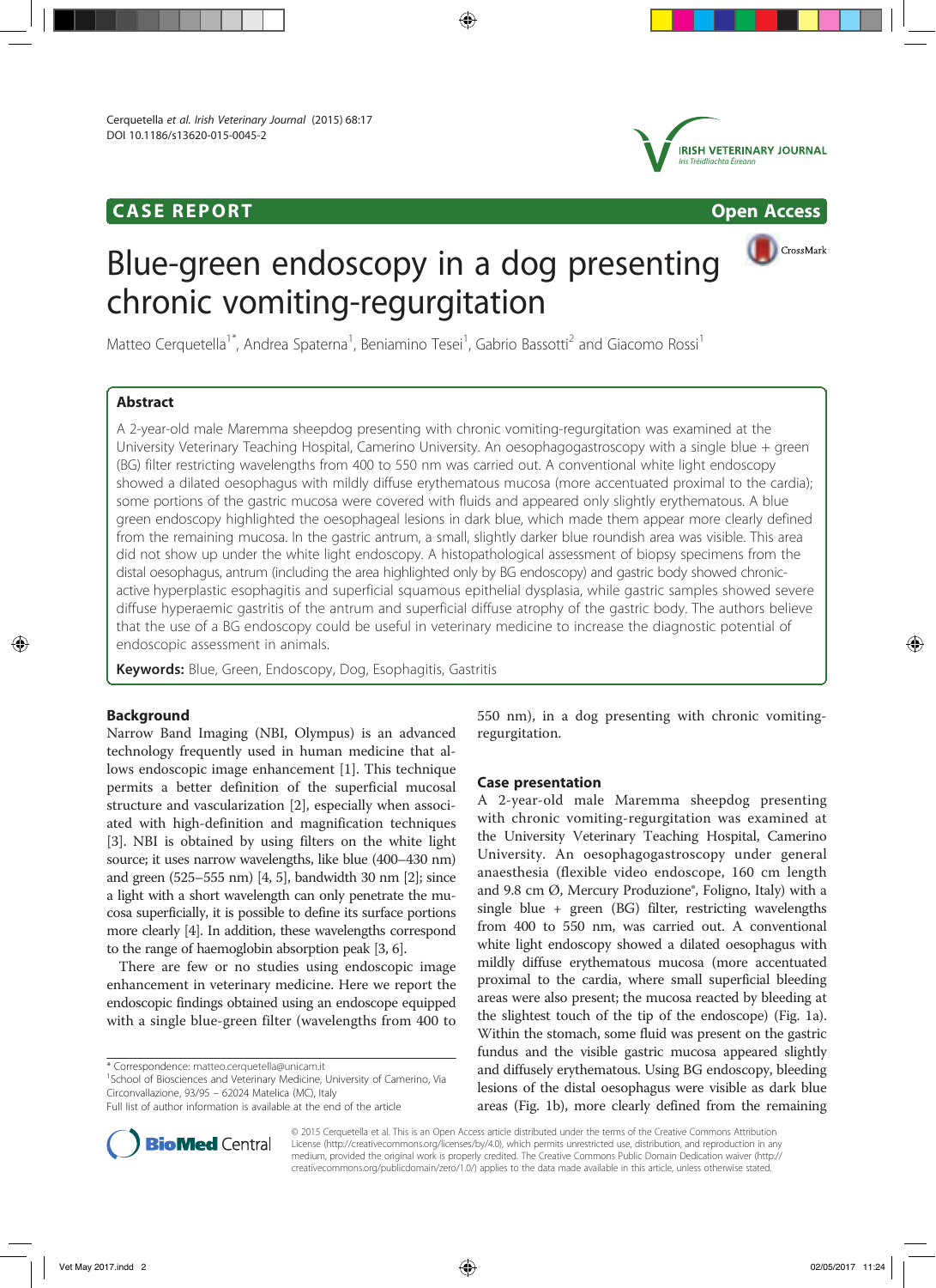CASE REPORT

Open Access

# Blue-green endoscopy in a dog presenting chronic vomiting-regurgitation

Matteo Cerquetella[1*], Andrea Spaterna[1], Beniamino Tesei[1], Gabrio Bassotti[2] and Giacomo Rossi[1]

## Abstract

A 2-year-old male Maremma sheepdog presenting with chronic vomiting-regurgitation was examined at the University Veterinary Teaching Hospital, Camerino University. An oesophagogastroscopy with a single blue + green (BG) filter restricting wavelengths from 400 to 550 nm was carried out. A conventional white light endoscopy showed a dilated oesophagus with mildly diffuse erythematous mucosa (more accentuated proximal to the cardia); some portions of the gastric mucosa were covered with fluids and appeared only slightly erythematous. A blue green endoscopy highlighted the oesophageal lesions in dark blue, which made them appear more clearly defined from the remaining mucosa. In the gastric antrum, a small, slightly darker blue roundish area was visible. This area did not show up under the white light endoscopy. A histopathological assessment of biopsy specimens from the distal oesophagus, antrum (including the area highlighted only by BG endoscopy) and gastric body showed chronic-active hyperplastic esophagitis and superficial squamous epithelial dysplasia, while gastric samples showed severe diffuse hyperaemic gastritis of the antrum and superficial diffuse atrophy of the gastric body. The authors believe that the use of a BG endoscopy could be useful in veterinary medicine to increase the diagnostic potential of endoscopic assessment in animals.

**Keywords:** Blue, Green, Endoscopy, Dog, Esophagitis, Gastritis

## Background

Narrow Band Imaging (NBI, Olympus) is an advanced technology frequently used in human medicine that allows endoscopic image enhancement [1]. This technique permits a better definition of the superficial mucosal structure and vascularization [2], especially when associated with high-definition and magnification techniques [3]. NBI is obtained by using filters on the white light source; it uses narrow wavelengths, like blue (400–430 nm) and green (525–555 nm) [4, 5], bandwidth 30 nm [2]; since a light with a short wavelength can only penetrate the mucosa superficially, it is possible to define its surface portions more clearly [4]. In addition, these wavelengths correspond to the range of haemoglobin absorption peak [3, 6].

There are few or no studies using endoscopic image enhancement in veterinary medicine. Here we report the endoscopic findings obtained using an endoscope equipped with a single blue-green filter (wavelengths from 400 to 550 nm), in a dog presenting with chronic vomiting-regurgitation.

## Case presentation

A 2-year-old male Maremma sheepdog presenting with chronic vomiting-regurgitation was examined at the University Veterinary Teaching Hospital, Camerino University. An oesophagogastroscopy under general anaesthesia (flexible video endoscope, 160 cm length and 9.8 cm Ø, Mercury Produzione®, Foligno, Italy) with a single blue + green (BG) filter, restricting wavelengths from 400 to 550 nm, was carried out. A conventional white light endoscopy showed a dilated oesophagus with mildly diffuse erythematous mucosa (more accentuated proximal to the cardia, where small superficial bleeding areas were also present; the mucosa reacted by bleeding at the slightest touch of the tip of the endoscope) (Fig. 1a). Within the stomach, some fluid was present on the gastric fundus and the visible gastric mucosa appeared slightly and diffusely erythematous. Using BG endoscopy, bleeding lesions of the distal oesophagus were visible as dark blue areas (Fig. 1b), more clearly defined from the remaining

\* Correspondence: matteo.cerquetella@unicam.it

[1]School of Biosciences and Veterinary Medicine, University of Camerino, Via Circonvallazione, 93/95 – 62024 Matelica (MC), Italy

Full list of author information is available at the end of the article

© 2015 Cerquetella et al. This is an Open Access article distributed under the terms of the Creative Commons Attribution License (http://creativecommons.org/licenses/by/4.0), which permits unrestricted use, distribution, and reproduction in any medium, provided the original work is properly credited. The Creative Commons Public Domain Dedication waiver (http://creativecommons.org/publicdomain/zero/1.0/) applies to the data made available in this article, unless otherwise stated.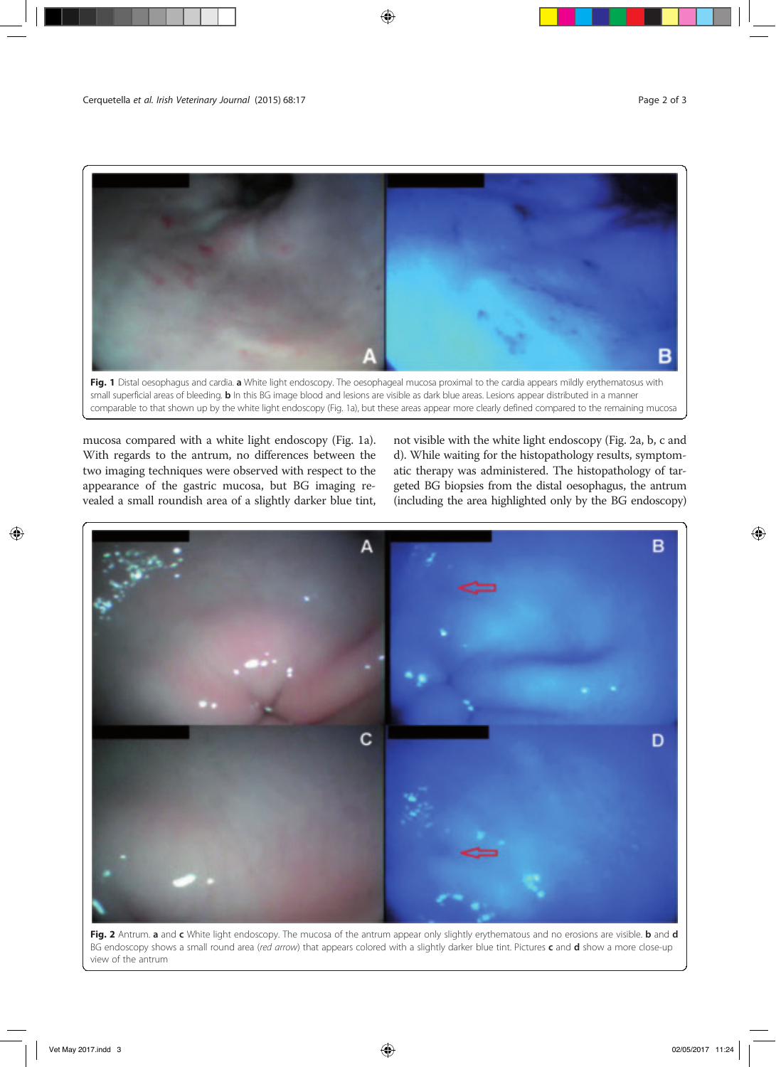Fig. 1 Distal oesophagus and cardia. **a** White light endoscopy. The oesophageal mucosa proximal to the cardia appears mildly erythematosus with small superficial areas of bleeding. **b** In this BG image blood and lesions are visible as dark blue areas. Lesions appear distributed in a manner comparable to that shown up by the white light endoscopy (Fig. 1a), but these areas appear more clearly defined compared to the remaining mucosa

mucosa compared with a white light endoscopy (Fig. 1a). With regards to the antrum, no differences between the two imaging techniques were observed with respect to the appearance of the gastric mucosa, but BG imaging revealed a small roundish area of a slightly darker blue tint, not visible with the white light endoscopy (Fig. 2a, b, c and d). While waiting for the histopathology results, symptomatic therapy was administered. The histopathology of targeted BG biopsies from the distal oesophagus, the antrum (including the area highlighted only by the BG endoscopy)

Fig. 2 Antrum. **a** and **c** White light endoscopy. The mucosa of the antrum appear only slightly erythematous and no erosions are visible. **b** and **d** BG endoscopy shows a small round area (*red arrow*) that appears colored with a slightly darker blue tint. Pictures **c** and **d** show a more close-up view of the antrum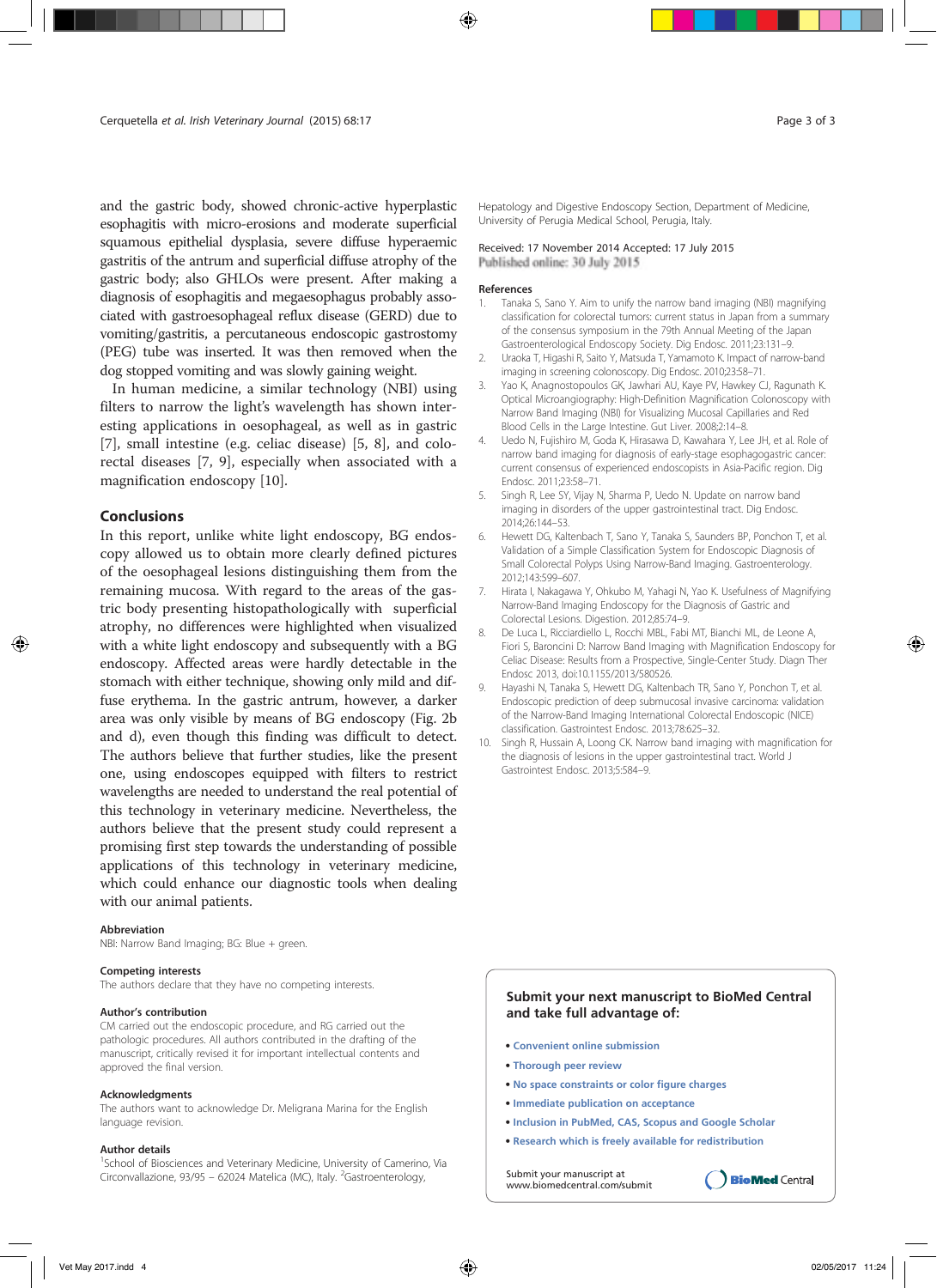and the gastric body, showed chronic-active hyperplastic esophagitis with micro-erosions and moderate superficial squamous epithelial dysplasia, severe diffuse hyperaemic gastritis of the antrum and superficial diffuse atrophy of the gastric body; also GHLOs were present. After making a diagnosis of esophagitis and megaesophagus probably associated with gastroesophageal reflux disease (GERD) due to vomiting/gastritis, a percutaneous endoscopic gastrostomy (PEG) tube was inserted. It was then removed when the dog stopped vomiting and was slowly gaining weight.

In human medicine, a similar technology (NBI) using filters to narrow the light's wavelength has shown interesting applications in oesophageal, as well as in gastric [7], small intestine (e.g. celiac disease) [5, 8], and colorectal diseases [7, 9], especially when associated with a magnification endoscopy [10].

## Conclusions

In this report, unlike white light endoscopy, BG endoscopy allowed us to obtain more clearly defined pictures of the oesophageal lesions distinguishing them from the remaining mucosa. With regard to the areas of the gastric body presenting histopathologically with superficial atrophy, no differences were highlighted when visualized with a white light endoscopy and subsequently with a BG endoscopy. Affected areas were hardly detectable in the stomach with either technique, showing only mild and diffuse erythema. In the gastric antrum, however, a darker area was only visible by means of BG endoscopy (Fig. 2b and d), even though this finding was difficult to detect. The authors believe that further studies, like the present one, using endoscopes equipped with filters to restrict wavelengths are needed to understand the real potential of this technology in veterinary medicine. Nevertheless, the authors believe that the present study could represent a promising first step towards the understanding of possible applications of this technology in veterinary medicine, which could enhance our diagnostic tools when dealing with our animal patients.

### Abbreviation

NBI: Narrow Band Imaging; BG: Blue + green.

### Competing interests

The authors declare that they have no competing interests.

### Author's contribution

CM carried out the endoscopic procedure, and RG carried out the pathologic procedures. All authors contributed in the drafting of the manuscript, critically revised it for important intellectual contents and approved the final version.

### Acknowledgments

The authors want to acknowledge Dr. Meligrana Marina for the English language revision.

### Author details

[1]School of Biosciences and Veterinary Medicine, University of Camerino, Via Circonvallazione, 93/95 – 62024 Matelica (MC), Italy. [2]Gastroenterology, Hepatology and Digestive Endoscopy Section, Department of Medicine, University of Perugia Medical School, Perugia, Italy.

Received: 17 November 2014 Accepted: 17 July 2015
Published online: 30 July 2015

### References

1. Tanaka S, Sano Y. Aim to unify the narrow band imaging (NBI) magnifying classification for colorectal tumors: current status in Japan from a summary of the consensus symposium in the 79th Annual Meeting of the Japan Gastroenterological Endoscopy Society. Dig Endosc. 2011;23:131–9.
2. Uraoka T, Higashi R, Saito Y, Matsuda T, Yamamoto K. Impact of narrow-band imaging in screening colonoscopy. Dig Endosc. 2010;23:58–71.
3. Yao K, Anagnostopoulos GK, Jawhari AU, Kaye PV, Hawkey CJ, Ragunath K. Optical Microangiography: High-Definition Magnification Colonoscopy with Narrow Band Imaging (NBI) for Visualizing Mucosal Capillaries and Red Blood Cells in the Large Intestine. Gut Liver. 2008;2:14–8.
4. Uedo N, Fujishiro M, Goda K, Hirasawa D, Kawahara Y, Lee JH, et al. Role of narrow band imaging for diagnosis of early-stage esophagogastric cancer: current consensus of experienced endoscopists in Asia-Pacific region. Dig Endosc. 2011;23:58–71.
5. Singh R, Lee SY, Vijay N, Sharma P, Uedo N. Update on narrow band imaging in disorders of the upper gastrointestinal tract. Dig Endosc. 2014;26:144–53.
6. Hewett DG, Kaltenbach T, Sano Y, Tanaka S, Saunders BP, Ponchon T, et al. Validation of a Simple Classification System for Endoscopic Diagnosis of Small Colorectal Polyps Using Narrow-Band Imaging. Gastroenterology. 2012;143:599–607.
7. Hirata I, Nakagawa Y, Ohkubo M, Yahagi N, Yao K. Usefulness of Magnifying Narrow-Band Imaging Endoscopy for the Diagnosis of Gastric and Colorectal Lesions. Digestion. 2012;85:74–9.
8. De Luca L, Ricciardiello L, Rocchi MBL, Fabi MT, Bianchi ML, de Leone A, Fiori S, Baroncini D: Narrow Band Imaging with Magnification Endoscopy for Celiac Disease: Results from a Prospective, Single-Center Study. Diagn Ther Endosc 2013, doi:10.1155/2013/580526.
9. Hayashi N, Tanaka S, Hewett DG, Kaltenbach TR, Sano Y, Ponchon T, et al. Endoscopic prediction of deep submucosal invasive carcinoma: validation of the Narrow-Band Imaging International Colorectal Endoscopic (NICE) classification. Gastrointest Endosc. 2013;78:625–32.
10. Singh R, Hussain A, Loong CK. Narrow band imaging with magnification for the diagnosis of lesions in the upper gastrointestinal tract. World J Gastrointest Endosc. 2013;5:584–9.